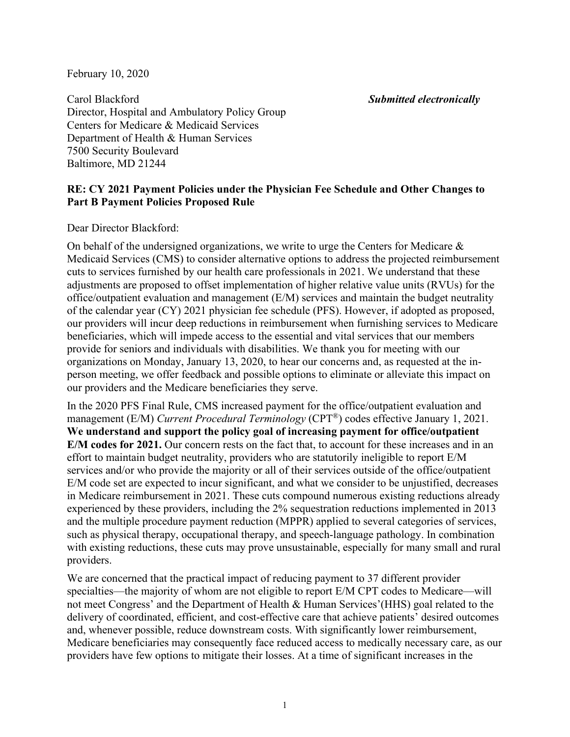February 10, 2020

Carol Blackford *Submitted electronically*
Director, Hospital and Ambulatory Policy Group
Centers for Medicare & Medicaid Services
Department of Health & Human Services
7500 Security Boulevard
Baltimore, MD 21244

**RE: CY 2021 Payment Policies under the Physician Fee Schedule and Other Changes to Part B Payment Policies Proposed Rule**

Dear Director Blackford:

On behalf of the undersigned organizations, we write to urge the Centers for Medicare & Medicaid Services (CMS) to consider alternative options to address the projected reimbursement cuts to services furnished by our health care professionals in 2021. We understand that these adjustments are proposed to offset implementation of higher relative value units (RVUs) for the office/outpatient evaluation and management (E/M) services and maintain the budget neutrality of the calendar year (CY) 2021 physician fee schedule (PFS). However, if adopted as proposed, our providers will incur deep reductions in reimbursement when furnishing services to Medicare beneficiaries, which will impede access to the essential and vital services that our members provide for seniors and individuals with disabilities. We thank you for meeting with our organizations on Monday, January 13, 2020, to hear our concerns and, as requested at the in-person meeting, we offer feedback and possible options to eliminate or alleviate this impact on our providers and the Medicare beneficiaries they serve.

In the 2020 PFS Final Rule, CMS increased payment for the office/outpatient evaluation and management (E/M) *Current Procedural Terminology* (CPT®) codes effective January 1, 2021. **We understand and support the policy goal of increasing payment for office/outpatient E/M codes for 2021.** Our concern rests on the fact that, to account for these increases and in an effort to maintain budget neutrality, providers who are statutorily ineligible to report E/M services and/or who provide the majority or all of their services outside of the office/outpatient E/M code set are expected to incur significant, and what we consider to be unjustified, decreases in Medicare reimbursement in 2021. These cuts compound numerous existing reductions already experienced by these providers, including the 2% sequestration reductions implemented in 2013 and the multiple procedure payment reduction (MPPR) applied to several categories of services, such as physical therapy, occupational therapy, and speech-language pathology. In combination with existing reductions, these cuts may prove unsustainable, especially for many small and rural providers.

We are concerned that the practical impact of reducing payment to 37 different provider specialties—the majority of whom are not eligible to report E/M CPT codes to Medicare—will not meet Congress' and the Department of Health & Human Services'(HHS) goal related to the delivery of coordinated, efficient, and cost-effective care that achieve patients' desired outcomes and, whenever possible, reduce downstream costs. With significantly lower reimbursement, Medicare beneficiaries may consequently face reduced access to medically necessary care, as our providers have few options to mitigate their losses. At a time of significant increases in the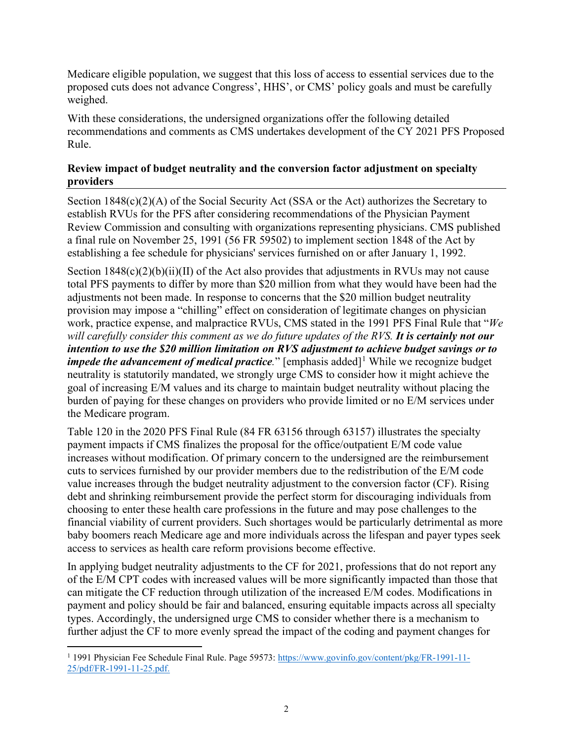Medicare eligible population, we suggest that this loss of access to essential services due to the proposed cuts does not advance Congress', HHS', or CMS' policy goals and must be carefully weighed.

With these considerations, the undersigned organizations offer the following detailed recommendations and comments as CMS undertakes development of the CY 2021 PFS Proposed Rule.

**Review impact of budget neutrality and the conversion factor adjustment on specialty providers**

Section 1848(c)(2)(A) of the Social Security Act (SSA or the Act) authorizes the Secretary to establish RVUs for the PFS after considering recommendations of the Physician Payment Review Commission and consulting with organizations representing physicians. CMS published a final rule on November 25, 1991 (56 FR 59502) to implement section 1848 of the Act by establishing a fee schedule for physicians' services furnished on or after January 1, 1992.

Section 1848(c)(2)(b)(ii)(II) of the Act also provides that adjustments in RVUs may not cause total PFS payments to differ by more than $20 million from what they would have been had the adjustments not been made. In response to concerns that the $20 million budget neutrality provision may impose a "chilling" effect on consideration of legitimate changes on physician work, practice expense, and malpractice RVUs, CMS stated in the 1991 PFS Final Rule that "*We will carefully consider this comment as we do future updates of the RVS. **It is certainly not our intention to use the $20 million limitation on RVS adjustment to achieve budget savings or to impede the advancement of medical practice.***" [emphasis added][1] While we recognize budget neutrality is statutorily mandated, we strongly urge CMS to consider how it might achieve the goal of increasing E/M values and its charge to maintain budget neutrality without placing the burden of paying for these changes on providers who provide limited or no E/M services under the Medicare program.

Table 120 in the 2020 PFS Final Rule (84 FR 63156 through 63157) illustrates the specialty payment impacts if CMS finalizes the proposal for the office/outpatient E/M code value increases without modification. Of primary concern to the undersigned are the reimbursement cuts to services furnished by our provider members due to the redistribution of the E/M code value increases through the budget neutrality adjustment to the conversion factor (CF). Rising debt and shrinking reimbursement provide the perfect storm for discouraging individuals from choosing to enter these health care professions in the future and may pose challenges to the financial viability of current providers. Such shortages would be particularly detrimental as more baby boomers reach Medicare age and more individuals across the lifespan and payer types seek access to services as health care reform provisions become effective.

In applying budget neutrality adjustments to the CF for 2021, professions that do not report any of the E/M CPT codes with increased values will be more significantly impacted than those that can mitigate the CF reduction through utilization of the increased E/M codes. Modifications in payment and policy should be fair and balanced, ensuring equitable impacts across all specialty types. Accordingly, the undersigned urge CMS to consider whether there is a mechanism to further adjust the CF to more evenly spread the impact of the coding and payment changes for

[1] 1991 Physician Fee Schedule Final Rule. Page 59573: https://www.govinfo.gov/content/pkg/FR-1991-11-25/pdf/FR-1991-11-25.pdf.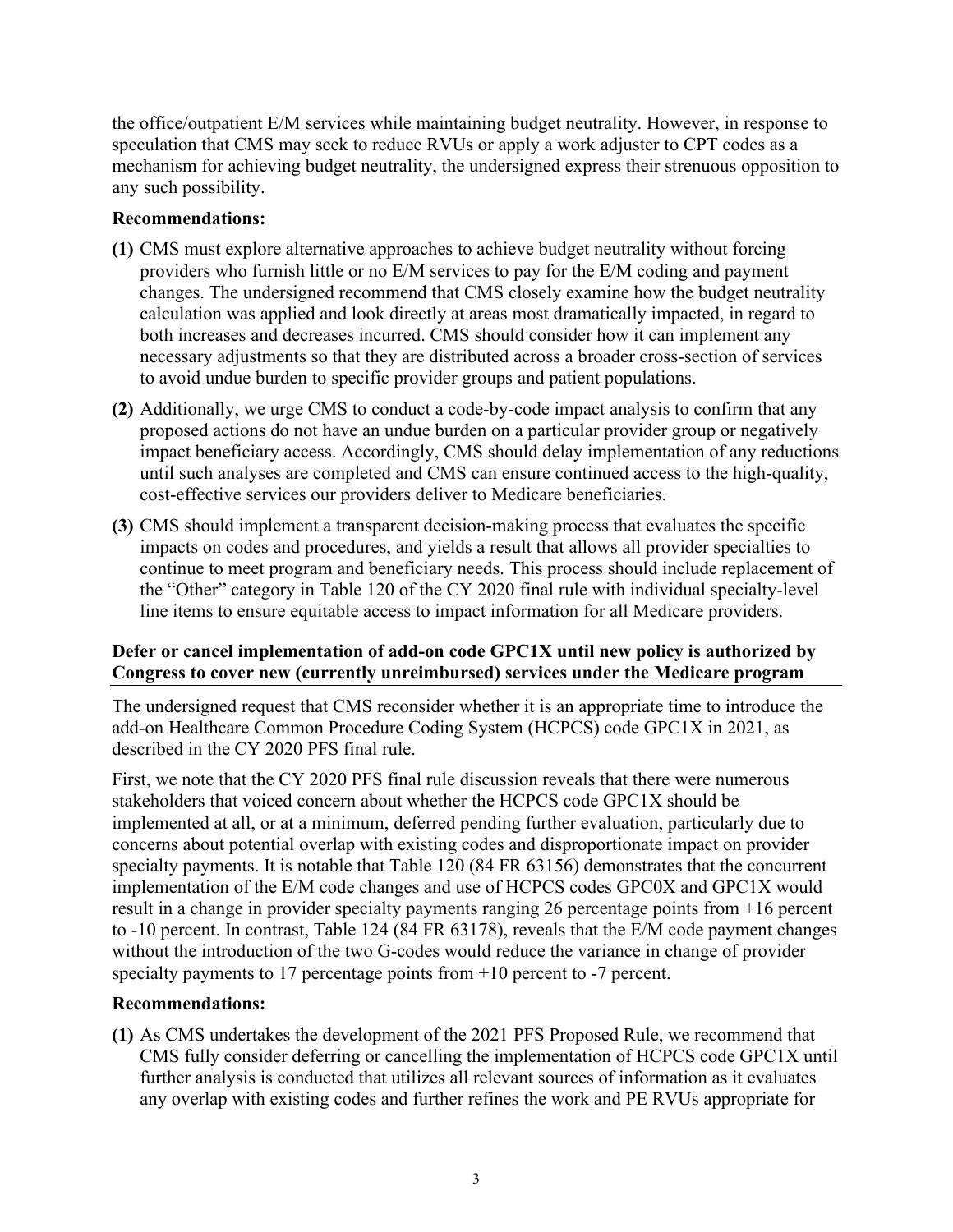the office/outpatient E/M services while maintaining budget neutrality. However, in response to speculation that CMS may seek to reduce RVUs or apply a work adjuster to CPT codes as a mechanism for achieving budget neutrality, the undersigned express their strenuous opposition to any such possibility.

**Recommendations:**

**(1)** CMS must explore alternative approaches to achieve budget neutrality without forcing providers who furnish little or no E/M services to pay for the E/M coding and payment changes. The undersigned recommend that CMS closely examine how the budget neutrality calculation was applied and look directly at areas most dramatically impacted, in regard to both increases and decreases incurred. CMS should consider how it can implement any necessary adjustments so that they are distributed across a broader cross-section of services to avoid undue burden to specific provider groups and patient populations.

**(2)** Additionally, we urge CMS to conduct a code-by-code impact analysis to confirm that any proposed actions do not have an undue burden on a particular provider group or negatively impact beneficiary access. Accordingly, CMS should delay implementation of any reductions until such analyses are completed and CMS can ensure continued access to the high-quality, cost-effective services our providers deliver to Medicare beneficiaries.

**(3)** CMS should implement a transparent decision-making process that evaluates the specific impacts on codes and procedures, and yields a result that allows all provider specialties to continue to meet program and beneficiary needs. This process should include replacement of the "Other" category in Table 120 of the CY 2020 final rule with individual specialty-level line items to ensure equitable access to impact information for all Medicare providers.

**Defer or cancel implementation of add-on code GPC1X until new policy is authorized by Congress to cover new (currently unreimbursed) services under the Medicare program**

The undersigned request that CMS reconsider whether it is an appropriate time to introduce the add-on Healthcare Common Procedure Coding System (HCPCS) code GPC1X in 2021, as described in the CY 2020 PFS final rule.

First, we note that the CY 2020 PFS final rule discussion reveals that there were numerous stakeholders that voiced concern about whether the HCPCS code GPC1X should be implemented at all, or at a minimum, deferred pending further evaluation, particularly due to concerns about potential overlap with existing codes and disproportionate impact on provider specialty payments. It is notable that Table 120 (84 FR 63156) demonstrates that the concurrent implementation of the E/M code changes and use of HCPCS codes GPC0X and GPC1X would result in a change in provider specialty payments ranging 26 percentage points from +16 percent to -10 percent. In contrast, Table 124 (84 FR 63178), reveals that the E/M code payment changes without the introduction of the two G-codes would reduce the variance in change of provider specialty payments to 17 percentage points from +10 percent to -7 percent.

**Recommendations:**

**(1)** As CMS undertakes the development of the 2021 PFS Proposed Rule, we recommend that CMS fully consider deferring or cancelling the implementation of HCPCS code GPC1X until further analysis is conducted that utilizes all relevant sources of information as it evaluates any overlap with existing codes and further refines the work and PE RVUs appropriate for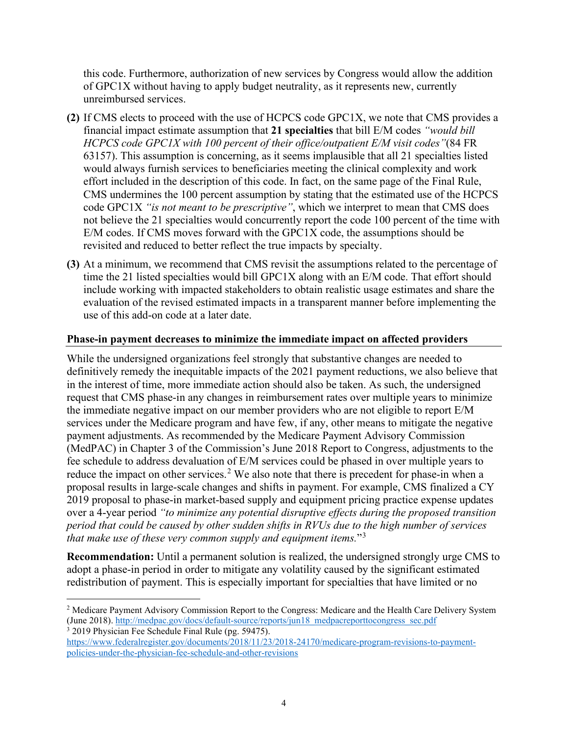this code. Furthermore, authorization of new services by Congress would allow the addition of GPC1X without having to apply budget neutrality, as it represents new, currently unreimbursed services.

**(2)** If CMS elects to proceed with the use of HCPCS code GPC1X, we note that CMS provides a financial impact estimate assumption that **21 specialties** that bill E/M codes *"would bill HCPCS code GPC1X with 100 percent of their office/outpatient E/M visit codes"*(84 FR 63157). This assumption is concerning, as it seems implausible that all 21 specialties listed would always furnish services to beneficiaries meeting the clinical complexity and work effort included in the description of this code. In fact, on the same page of the Final Rule, CMS undermines the 100 percent assumption by stating that the estimated use of the HCPCS code GPC1X *"is not meant to be prescriptive"*, which we interpret to mean that CMS does not believe the 21 specialties would concurrently report the code 100 percent of the time with E/M codes. If CMS moves forward with the GPC1X code, the assumptions should be revisited and reduced to better reflect the true impacts by specialty.

**(3)** At a minimum, we recommend that CMS revisit the assumptions related to the percentage of time the 21 listed specialties would bill GPC1X along with an E/M code. That effort should include working with impacted stakeholders to obtain realistic usage estimates and share the evaluation of the revised estimated impacts in a transparent manner before implementing the use of this add-on code at a later date.

**Phase-in payment decreases to minimize the immediate impact on affected providers**

While the undersigned organizations feel strongly that substantive changes are needed to definitively remedy the inequitable impacts of the 2021 payment reductions, we also believe that in the interest of time, more immediate action should also be taken. As such, the undersigned request that CMS phase-in any changes in reimbursement rates over multiple years to minimize the immediate negative impact on our member providers who are not eligible to report E/M services under the Medicare program and have few, if any, other means to mitigate the negative payment adjustments. As recommended by the Medicare Payment Advisory Commission (MedPAC) in Chapter 3 of the Commission's June 2018 Report to Congress, adjustments to the fee schedule to address devaluation of E/M services could be phased in over multiple years to reduce the impact on other services.[2] We also note that there is precedent for phase-in when a proposal results in large-scale changes and shifts in payment. For example, CMS finalized a CY 2019 proposal to phase-in market-based supply and equipment pricing practice expense updates over a 4-year period *"to minimize any potential disruptive effects during the proposed transition period that could be caused by other sudden shifts in RVUs due to the high number of services that make use of these very common supply and equipment items.*"[3]

**Recommendation:** Until a permanent solution is realized, the undersigned strongly urge CMS to adopt a phase-in period in order to mitigate any volatility caused by the significant estimated redistribution of payment. This is especially important for specialties that have limited or no

---

[2] Medicare Payment Advisory Commission Report to the Congress: Medicare and the Health Care Delivery System (June 2018). http://medpac.gov/docs/default-source/reports/jun18_medpacreporttocongress_sec.pdf

[3] 2019 Physician Fee Schedule Final Rule (pg. 59475). https://www.federalregister.gov/documents/2018/11/23/2018-24170/medicare-program-revisions-to-payment-policies-under-the-physician-fee-schedule-and-other-revisions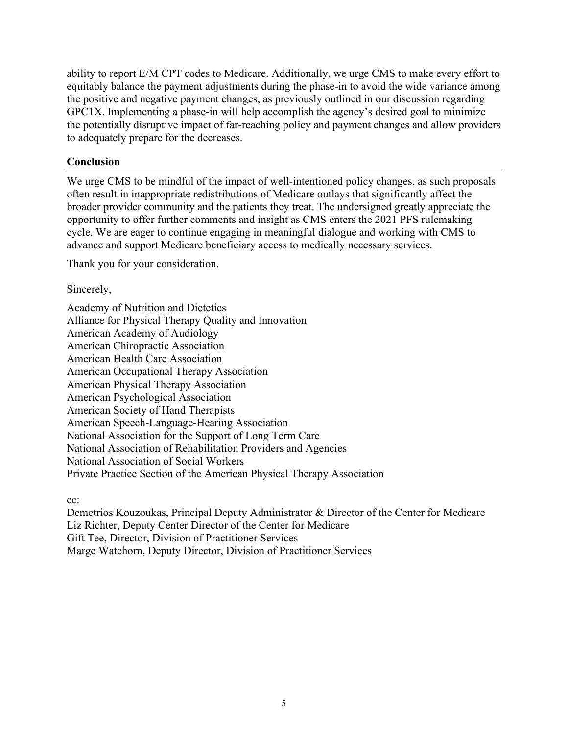ability to report E/M CPT codes to Medicare. Additionally, we urge CMS to make every effort to equitably balance the payment adjustments during the phase-in to avoid the wide variance among the positive and negative payment changes, as previously outlined in our discussion regarding GPC1X. Implementing a phase-in will help accomplish the agency's desired goal to minimize the potentially disruptive impact of far-reaching policy and payment changes and allow providers to adequately prepare for the decreases.

## Conclusion

We urge CMS to be mindful of the impact of well-intentioned policy changes, as such proposals often result in inappropriate redistributions of Medicare outlays that significantly affect the broader provider community and the patients they treat. The undersigned greatly appreciate the opportunity to offer further comments and insight as CMS enters the 2021 PFS rulemaking cycle. We are eager to continue engaging in meaningful dialogue and working with CMS to advance and support Medicare beneficiary access to medically necessary services.

Thank you for your consideration.

Sincerely,

Academy of Nutrition and Dietetics
Alliance for Physical Therapy Quality and Innovation
American Academy of Audiology
American Chiropractic Association
American Health Care Association
American Occupational Therapy Association
American Physical Therapy Association
American Psychological Association
American Society of Hand Therapists
American Speech-Language-Hearing Association
National Association for the Support of Long Term Care
National Association of Rehabilitation Providers and Agencies
National Association of Social Workers
Private Practice Section of the American Physical Therapy Association

cc:
Demetrios Kouzoukas, Principal Deputy Administrator & Director of the Center for Medicare
Liz Richter, Deputy Center Director of the Center for Medicare
Gift Tee, Director, Division of Practitioner Services
Marge Watchorn, Deputy Director, Division of Practitioner Services